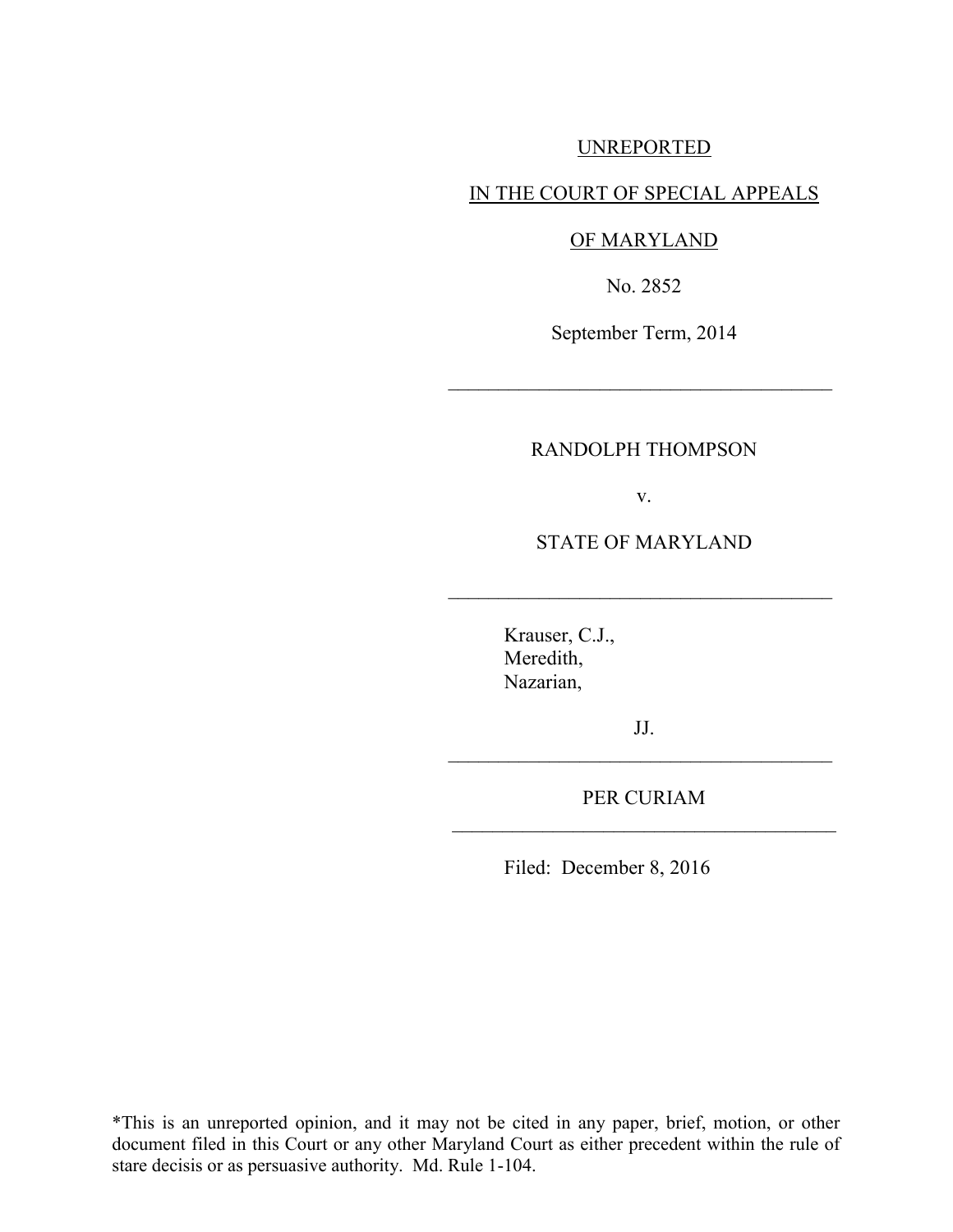UNREPORTED

IN THE COURT OF SPECIAL APPEALS

OF MARYLAND

No. 2852

September Term, 2014

---

RANDOLPH THOMPSON

v.

STATE OF MARYLAND

---

Krauser, C.J.,
Meredith,
Nazarian,

JJ.

---

PER CURIAM

---

Filed: December 8, 2016

*This is an unreported opinion, and it may not be cited in any paper, brief, motion, or other document filed in this Court or any other Maryland Court as either precedent within the rule of stare decisis or as persuasive authority. Md. Rule 1-104.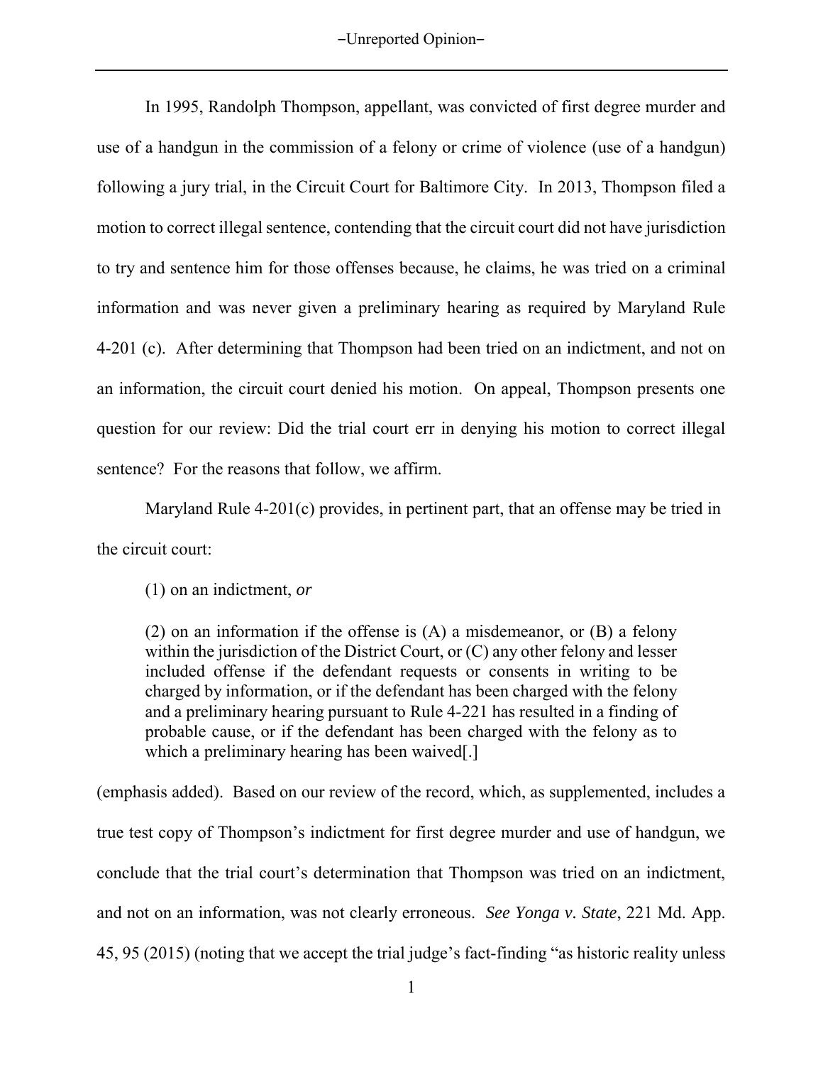In 1995, Randolph Thompson, appellant, was convicted of first degree murder and use of a handgun in the commission of a felony or crime of violence (use of a handgun) following a jury trial, in the Circuit Court for Baltimore City. In 2013, Thompson filed a motion to correct illegal sentence, contending that the circuit court did not have jurisdiction to try and sentence him for those offenses because, he claims, he was tried on a criminal information and was never given a preliminary hearing as required by Maryland Rule 4-201 (c). After determining that Thompson had been tried on an indictment, and not on an information, the circuit court denied his motion. On appeal, Thompson presents one question for our review: Did the trial court err in denying his motion to correct illegal sentence? For the reasons that follow, we affirm.

Maryland Rule 4-201(c) provides, in pertinent part, that an offense may be tried in the circuit court:

> (1) on an indictment, *or*
>
> (2) on an information if the offense is (A) a misdemeanor, or (B) a felony within the jurisdiction of the District Court, or (C) any other felony and lesser included offense if the defendant requests or consents in writing to be charged by information, or if the defendant has been charged with the felony and a preliminary hearing pursuant to Rule 4-221 has resulted in a finding of probable cause, or if the defendant has been charged with the felony as to which a preliminary hearing has been waived[.]

(emphasis added). Based on our review of the record, which, as supplemented, includes a true test copy of Thompson's indictment for first degree murder and use of handgun, we conclude that the trial court's determination that Thompson was tried on an indictment, and not on an information, was not clearly erroneous. *See Yonga v. State*, 221 Md. App. 45, 95 (2015) (noting that we accept the trial judge's fact-finding "as historic reality unless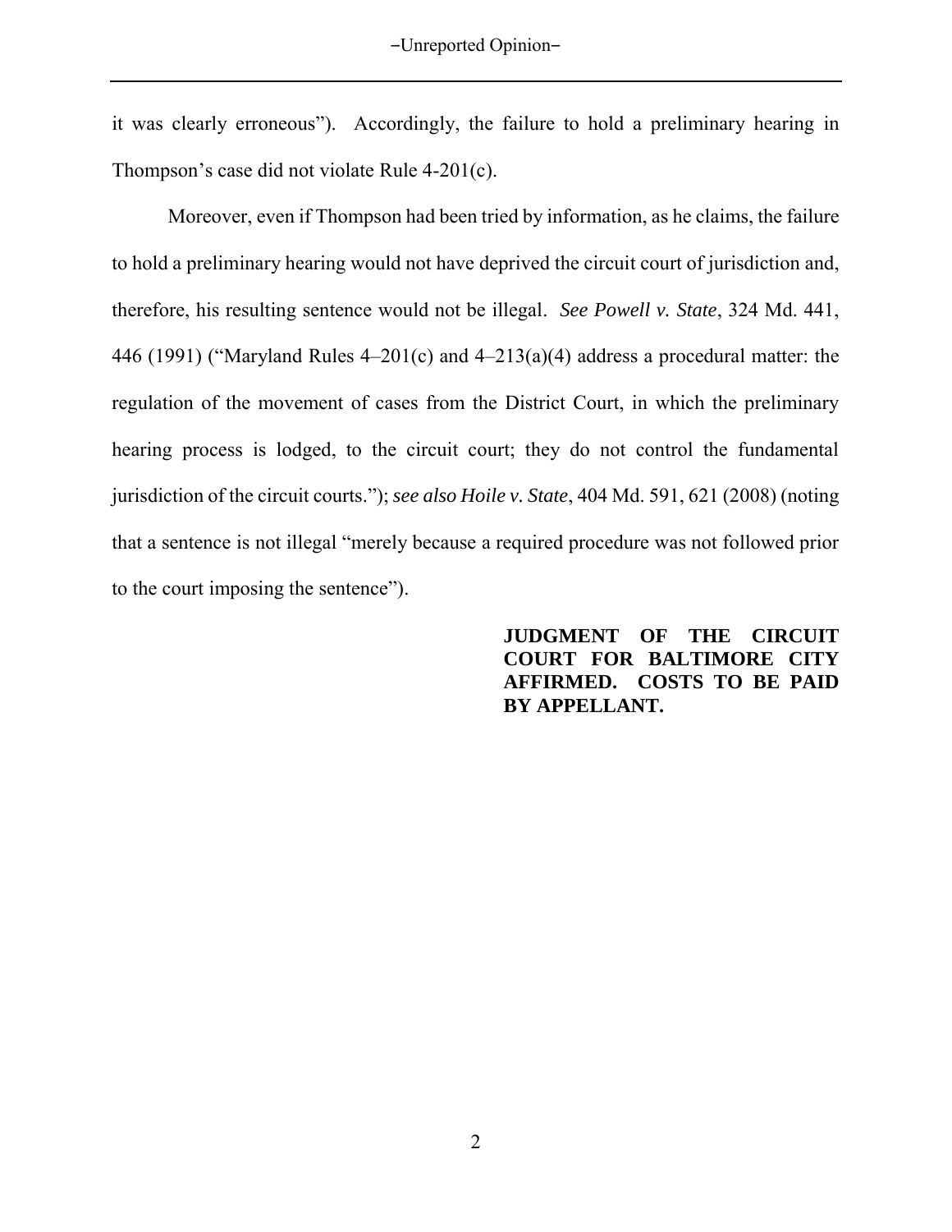it was clearly erroneous"). Accordingly, the failure to hold a preliminary hearing in Thompson's case did not violate Rule 4-201(c).

Moreover, even if Thompson had been tried by information, as he claims, the failure to hold a preliminary hearing would not have deprived the circuit court of jurisdiction and, therefore, his resulting sentence would not be illegal. *See Powell v. State*, 324 Md. 441, 446 (1991) ("Maryland Rules 4–201(c) and 4–213(a)(4) address a procedural matter: the regulation of the movement of cases from the District Court, in which the preliminary hearing process is lodged, to the circuit court; they do not control the fundamental jurisdiction of the circuit courts."); *see also Hoile v. State*, 404 Md. 591, 621 (2008) (noting that a sentence is not illegal "merely because a required procedure was not followed prior to the court imposing the sentence").

**JUDGMENT OF THE CIRCUIT COURT FOR BALTIMORE CITY AFFIRMED. COSTS TO BE PAID BY APPELLANT.**